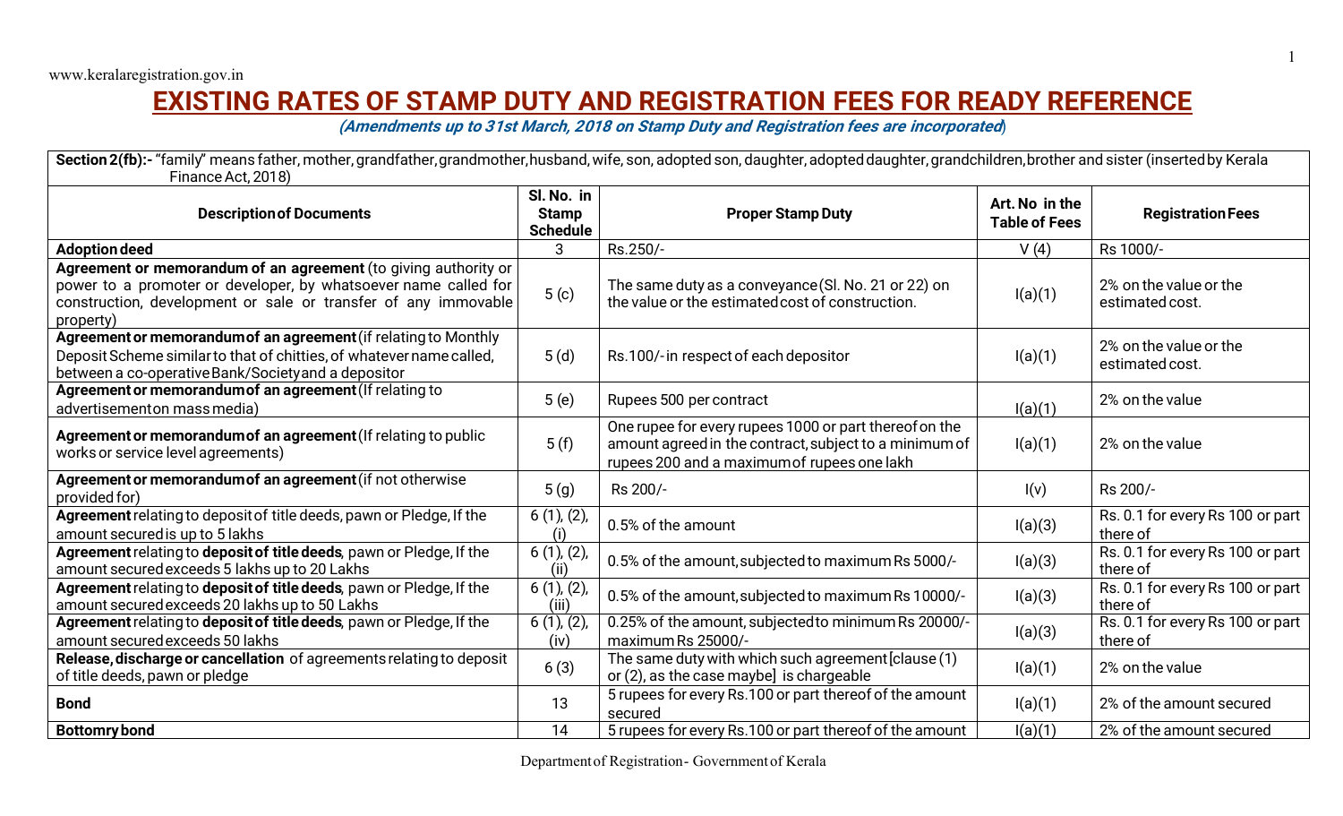www.keralaregistration.gov.in

# EXISTING RATES OF STAMP DUTY AND REGISTRATION FEES FOR READY REFERENCE

***(Amendments up to 31st March, 2018 on Stamp Duty and Registration fees are incorporated)***

**Section 2(fb):-** "family" means father, mother, grandfather, grandmother, husband, wife, son, adopted son, daughter, adopted daughter, grandchildren, brother and sister (inserted by Kerala Finance Act, 2018)

| Description of Documents | Sl. No. in Stamp Schedule | Proper Stamp Duty | Art. No in the Table of Fees | Registration Fees |
|---|---|---|---|---|
| **Adoption deed** | 3 | Rs.250/- | V (4) | Rs 1000/- |
| **Agreement or memorandum of an agreement** (to giving authority or power to a promoter or developer, by whatsoever name called for construction, development or sale or transfer of any immovable property) | 5 (c) | The same duty as a conveyance (Sl. No. 21 or 22) on the value or the estimated cost of construction. | I(a)(1) | 2% on the value or the estimated cost. |
| **Agreement or memorandum of an agreement** (if relating to Monthly Deposit Scheme similar to that of chitties, of whatever name called, between a co-operative Bank/Society and a depositor | 5 (d) | Rs.100/- in respect of each depositor | I(a)(1) | 2% on the value or the estimated cost. |
| **Agreement or memorandum of an agreement** (If relating to advertisement on mass media) | 5 (e) | Rupees 500 per contract | I(a)(1) | 2% on the value |
| **Agreement or memorandum of an agreement** (If relating to public works or service level agreements) | 5 (f) | One rupee for every rupees 1000 or part thereof on the amount agreed in the contract, subject to a minimum of rupees 200 and a maximum of rupees one lakh | I(a)(1) | 2% on the value |
| **Agreement or memorandum of an agreement** (if not otherwise provided for) | 5 (g) | Rs 200/- | I(v) | Rs 200/- |
| **Agreement** relating to deposit of title deeds, pawn or Pledge, If the amount secured is up to 5 lakhs | 6 (1), (2), (i) | 0.5% of the amount | I(a)(3) | Rs. 0.1 for every Rs 100 or part there of |
| **Agreement** relating to **deposit of title deeds**, pawn or Pledge, If the amount secured exceeds 5 lakhs up to 20 Lakhs | 6 (1), (2), (ii) | 0.5% of the amount, subjected to maximum Rs 5000/- | I(a)(3) | Rs. 0.1 for every Rs 100 or part there of |
| **Agreement** relating to **deposit of title deeds**, pawn or Pledge, If the amount secured exceeds 20 lakhs up to 50 Lakhs | 6 (1), (2), (iii) | 0.5% of the amount, subjected to maximum Rs 10000/- | I(a)(3) | Rs. 0.1 for every Rs 100 or part there of |
| **Agreement** relating to **deposit of title deeds**, pawn or Pledge, If the amount secured exceeds 50 lakhs | 6 (1), (2), (iv) | 0.25% of the amount, subjected to minimum Rs 20000/- maximum Rs 25000/- | I(a)(3) | Rs. 0.1 for every Rs 100 or part there of |
| **Release, discharge or cancellation** of agreements relating to deposit of title deeds, pawn or pledge | 6 (3) | The same duty with which such agreement [clause (1) or (2), as the case maybe] is chargeable | I(a)(1) | 2% on the value |
| **Bond** | 13 | 5 rupees for every Rs.100 or part thereof of the amount secured | I(a)(1) | 2% of the amount secured |
| **Bottomry bond** | 14 | 5 rupees for every Rs.100 or part thereof of the amount | I(a)(1) | 2% of the amount secured |

Department of Registration - Government of Kerala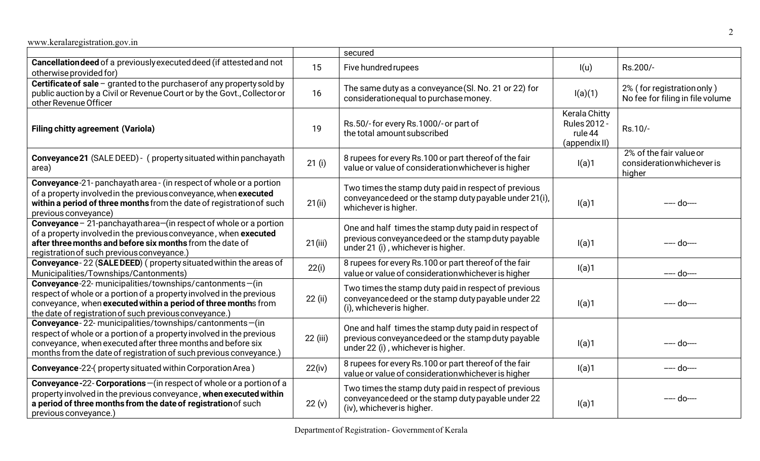| | | secured | | |
|---|---|---|---|---|
| **Cancellation deed** of a previously executed deed (if attested and not otherwise provided for) | 15 | Five hundred rupees | I(u) | Rs.200/- |
| **Certificate of sale** – granted to the purchaser of any property sold by public auction by a Civil or Revenue Court or by the Govt., Collector or other Revenue Officer | 16 | The same duty as a conveyance (Sl. No. 21 or 22) for consideration equal to purchase money. | I(a)(1) | 2% ( for registration only ) No fee for filing in file volume |
| **Filing chitty agreement (Variola)** | 19 | Rs.50/- for every Rs.1000/- or part of the total amount subscribed | Kerala Chitty Rules 2012 - rule 44 (appendix II) | Rs.10/- |
| **Conveyance 21** (SALE DEED) - ( property situated within panchayath area) | 21 (i) | 8 rupees for every Rs.100 or part thereof of the fair value or value of consideration whichever is higher | I(a)1 | 2% of the fair value or consideration whichever is higher |
| **Conveyance**-21- panchayath area - (in respect of whole or a portion of a property involved in the previous conveyance, when **executed within a period of three months** from the date of registration of such previous conveyance) | 21(ii) | Two times the stamp duty paid in respect of previous conveyance deed or the stamp duty payable under 21(i), whichever is higher. | I(a)1 | ---- do---- |
| **Conveyance** – 21-panchayath area—(in respect of whole or a portion of a property involved in the previous conveyance, when **executed after three months and before six months** from the date of registration of such previous conveyance.) | 21(iii) | One and half times the stamp duty paid in respect of previous conveyance deed or the stamp duty payable under 21 (i) , whichever is higher. | I(a)1 | ---- do---- |
| **Conveyance** - 22 (**SALE DEED**) ( property situated within the areas of Municipalities/Townships/Cantonments) | 22(i) | 8 rupees for every Rs.100 or part thereof of the fair value or value of consideration whichever is higher | I(a)1 | ---- do---- |
| **Conveyance**-22- municipalities/townships/cantonments—(in respect of whole or a portion of a property involved in the previous conveyance, when **executed within a period of three months** from the date of registration of such previous conveyance.) | 22 (ii) | Two times the stamp duty paid in respect of previous conveyance deed or the stamp duty payable under 22 (i), whichever is higher. | I(a)1 | ---- do---- |
| **Conveyance** - 22- municipalities/townships/cantonments—(in respect of whole or a portion of a property involved in the previous conveyance, when executed after three months and before six months from the date of registration of such previous conveyance.) | 22 (iii) | One and half times the stamp duty paid in respect of previous conveyance deed or the stamp duty payable under 22 (i) , whichever is higher. | I(a)1 | ---- do---- |
| **Conveyance**-22-( property situated within Corporation Area ) | 22(iv) | 8 rupees for every Rs.100 or part thereof of the fair value or value of consideration whichever is higher | I(a)1 | ---- do---- |
| **Conveyance -**22- **Corporations**—(in respect of whole or a portion of a property involved in the previous conveyance, **when executed within a period of three months from the date of registration** of such previous conveyance.) | 22 (v) | Two times the stamp duty paid in respect of previous conveyance deed or the stamp duty payable under 22 (iv), whichever is higher. | I(a)1 | ---- do---- |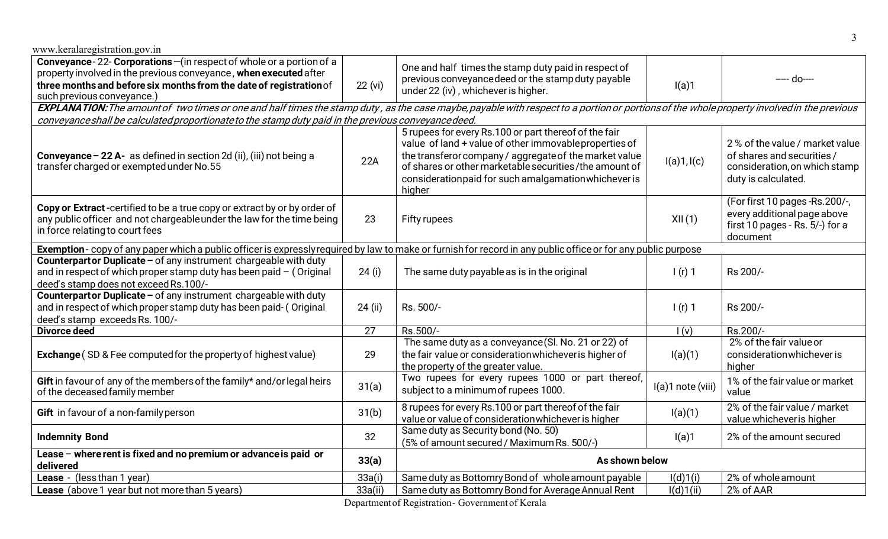www.keralaregistration.gov.in

| | | | | |
|---|---|---|---|---|
| **Conveyance**- 22- **Corporations** –(in respect of whole or a portion of a property involved in the previous conveyance, **when executed** after **three months and before six months from the date of registration** of such previous conveyance.) | 22 (vi) | One and half times the stamp duty paid in respect of previous conveyance deed or the stamp duty payable under 22 (iv), whichever is higher. | I(a)1 | ---- do---- |
| ***EXPLANATION:*** *The amount of two times or one and half times the stamp duty, as the case maybe, payable with respect to a portion or portions of the whole property involved in the previous conveyance shall be calculated proportionate to the stamp duty paid in the previous conveyance deed.* | | | | |
| **Conveyance – 22 A-** as defined in section 2d (ii), (iii) not being a transfer charged or exempted under No.55 | 22A | 5 rupees for every Rs.100 or part thereof of the fair value of land + value of other immovable properties of the transferor company / aggregate of the market value of shares or other marketable securities /the amount of consideration paid for such amalgamation whichever is higher | I(a)1, I(c) | 2 % of the value / market value of shares and securities / consideration, on which stamp duty is calculated. |
| **Copy or Extract -** certified to be a true copy or extract by or by order of any public officer and not chargeable under the law for the time being in force relating to court fees | 23 | Fifty rupees | XII (1) | (For first 10 pages -Rs.200/-, every additional page above first 10 pages - Rs. 5/-) for a document |
| **Exemption**- copy of any paper which a public officer is expressly required by law to make or furnish for record in any public office or for any public purpose | | | | |
| **Counterpart or Duplicate –** of any instrument chargeable with duty and in respect of which proper stamp duty has been paid – ( Original deed's stamp does not exceed Rs.100/- | 24 (i) | The same duty payable as is in the original | I (r) 1 | Rs 200/- |
| **Counterpart or Duplicate –** of any instrument chargeable with duty and in respect of which proper stamp duty has been paid- ( Original deed's stamp exceeds Rs. 100/- | 24 (ii) | Rs. 500/- | I (r) 1 | Rs 200/- |
| **Divorce deed** | 27 | Rs.500/- | I (v) | Rs.200/- |
| **Exchange** ( SD & Fee computed for the property of highest value) | 29 | The same duty as a conveyance (Sl. No. 21 or 22) of the fair value or consideration whichever is higher of the property of the greater value. | I(a)(1) | 2% of the fair value or consideration whichever is higher |
| **Gift** in favour of any of the members of the family* and/or legal heirs of the deceased family member | 31(a) | Two rupees for every rupees 1000 or part thereof, subject to a minimum of rupees 1000. | I(a)1 note (viii) | 1% of the fair value or market value |
| **Gift** in favour of a non-family person | 31(b) | 8 rupees for every Rs.100 or part thereof of the fair value or value of consideration whichever is higher | I(a)(1) | 2% of the fair value / market value whichever is higher |
| **Indemnity Bond** | 32 | Same duty as Security bond (No. 50) (5% of amount secured / Maximum Rs. 500/-) | I(a)1 | 2% of the amount secured |
| **Lease – where rent is fixed and no premium or advance is paid or delivered** | **33(a)** | **As shown below** | | |
| **Lease** - (less than 1 year) | 33a(i) | Same duty as Bottomry Bond of whole amount payable | I(d)1(i) | 2% of whole amount |
| **Lease** (above 1 year but not more than 5 years) | 33a(ii) | Same duty as Bottomry Bond for Average Annual Rent | I(d)1(ii) | 2% of AAR |

Department of Registration - Government of Kerala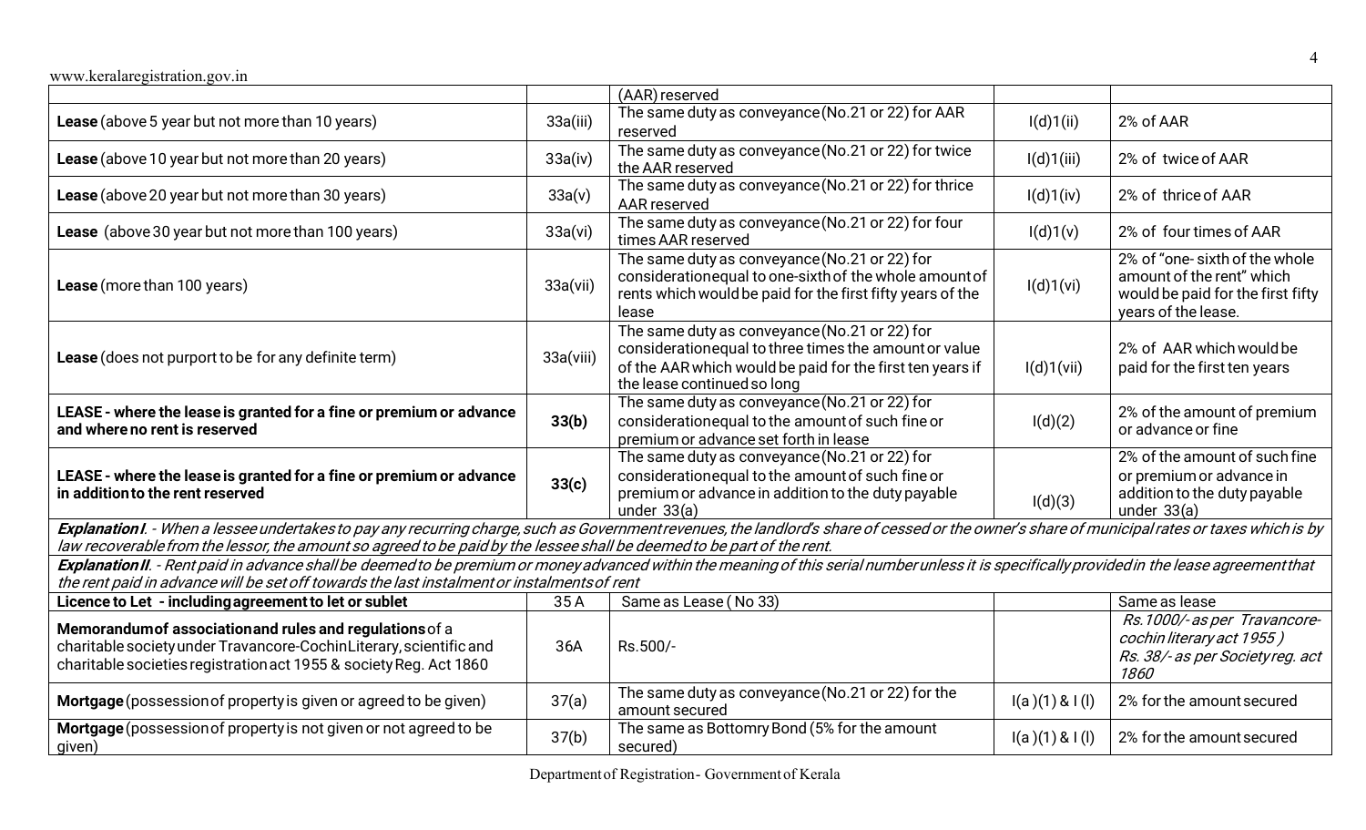| | | | | |
|---|---|---|---|---|
| | | (AAR) reserved | | |
| **Lease** (above 5 year but not more than 10 years) | 33a(iii) | The same duty as conveyance (No.21 or 22) for AAR reserved | I(d)1(ii) | 2% of AAR |
| **Lease** (above 10 year but not more than 20 years) | 33a(iv) | The same duty as conveyance (No.21 or 22) for twice the AAR reserved | I(d)1(iii) | 2% of twice of AAR |
| **Lease** (above 20 year but not more than 30 years) | 33a(v) | The same duty as conveyance (No.21 or 22) for thrice AAR reserved | I(d)1(iv) | 2% of thrice of AAR |
| **Lease** (above 30 year but not more than 100 years) | 33a(vi) | The same duty as conveyance (No.21 or 22) for four times AAR reserved | I(d)1(v) | 2% of four times of AAR |
| **Lease** (more than 100 years) | 33a(vii) | The same duty as conveyance (No.21 or 22) for consideration equal to one-sixth of the whole amount of rents which would be paid for the first fifty years of the lease | I(d)1(vi) | 2% of "one- sixth of the whole amount of the rent" which would be paid for the first fifty years of the lease. |
| **Lease** (does not purport to be for any definite term) | 33a(viii) | The same duty as conveyance (No.21 or 22) for consideration equal to three times the amount or value of the AAR which would be paid for the first ten years if the lease continued so long | I(d)1(vii) | 2% of AAR which would be paid for the first ten years |
| **LEASE - where the lease is granted for a fine or premium or advance and where no rent is reserved** | **33(b)** | The same duty as conveyance (No.21 or 22) for consideration equal to the amount of such fine or premium or advance set forth in lease | I(d)(2) | 2% of the amount of premium or advance or fine |
| **LEASE - where the lease is granted for a fine or premium or advance in addition to the rent reserved** | **33(c)** | The same duty as conveyance (No.21 or 22) for consideration equal to the amount of such fine or premium or advance in addition to the duty payable under 33(a) | I(d)(3) | 2% of the amount of such fine or premium or advance in addition to the duty payable under 33(a) |
| ***Explanation I**. - When a lessee undertakes to pay any recurring charge, such as Government revenues, the landlord's share of cessed or the owner's share of municipal rates or taxes which is by law recoverable from the lessor, the amount so agreed to be paid by the lessee shall be deemed to be part of the rent.* | | | | |
| ***Explanation II**. - Rent paid in advance shall be deemed to be premium or money advanced within the meaning of this serial number unless it is specifically provided in the lease agreement that the rent paid in advance will be set off towards the last instalment or instalments of rent* | | | | |
| **Licence to Let - including agreement to let or sublet** | 35 A | Same as Lease ( No 33) | | Same as lease |
| **Memorandum of association and rules and regulations** of a charitable society under Travancore-Cochin Literary, scientific and charitable societies registration act 1955 & society Reg. Act 1860 | 36A | Rs.500/- | | *Rs.1000/- as per Travancore-cochin literary act 1955 )* *Rs. 38/- as per Society reg. act 1860* |
| **Mortgage** (possession of property is given or agreed to be given) | 37(a) | The same duty as conveyance (No.21 or 22) for the amount secured | I(a )(1) & I (l) | 2% for the amount secured |
| **Mortgage** (possession of property is not given or not agreed to be given) | 37(b) | The same as Bottomry Bond (5% for the amount secured) | I(a )(1) & I (l) | 2% for the amount secured |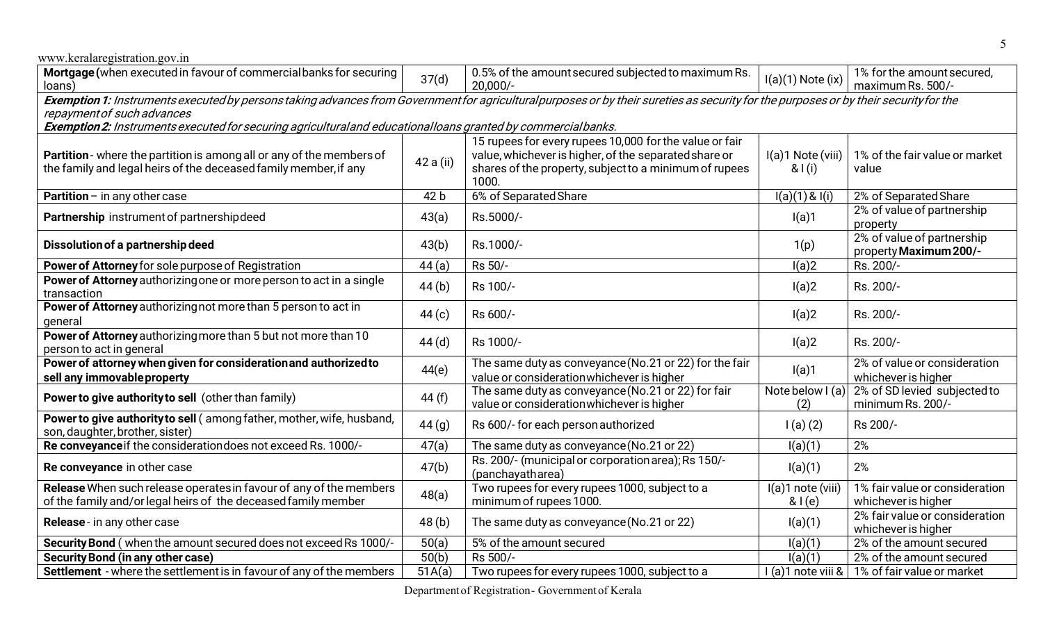www.keralaregistration.gov.in

| | | | | |
|---|---|---|---|---|
| **Mortgage** (when executed in favour of commercial banks for securing loans) | 37(d) | 0.5% of the amount secured subjected to maximum Rs. 20,000/- | I(a)(1) Note (ix) | 1% for the amount secured, maximum Rs. 500/- |
| ***Exemption 1:*** *Instruments executed by persons taking advances from Government for agricultural purposes or by their sureties as security for the purposes or by their security for the repayment of such advances* ***Exemption 2:*** *Instruments executed for securing agricultural and educational loans granted by commercial banks.* | | | | |
| **Partition** - where the partition is among all or any of the members of the family and legal heirs of the deceased family member, if any | 42 a (ii) | 15 rupees for every rupees 10,000 for the value or fair value, whichever is higher, of the separated share or shares of the property, subject to a minimum of rupees 1000. | I(a)1 Note (viii) & I (i) | 1% of the fair value or market value |
| **Partition** – in any other case | 42 b | 6% of Separated Share | I(a)(1) & I(i) | 2% of Separated Share |
| **Partnership** instrument of partnership deed | 43(a) | Rs.5000/- | I(a)1 | 2% of value of partnership property |
| **Dissolution of a partnership deed** | 43(b) | Rs.1000/- | 1(p) | 2% of value of partnership property **Maximum 200/-** |
| **Power of Attorney** for sole purpose of Registration | 44 (a) | Rs 50/- | I(a)2 | Rs. 200/- |
| **Power of Attorney** authorizing one or more person to act in a single transaction | 44 (b) | Rs 100/- | I(a)2 | Rs. 200/- |
| **Power of Attorney** authorizing not more than 5 person to act in general | 44 (c) | Rs 600/- | I(a)2 | Rs. 200/- |
| **Power of Attorney** authorizing more than 5 but not more than 10 person to act in general | 44 (d) | Rs 1000/- | I(a)2 | Rs. 200/- |
| **Power of attorney when given for consideration and authorized to sell any immovable property** | 44(e) | The same duty as conveyance (No.21 or 22) for the fair value or consideration whichever is higher | I(a)1 | 2% of value or consideration whichever is higher |
| **Power to give authority to sell** (other than family) | 44 (f) | The same duty as conveyance (No.21 or 22) for fair value or consideration whichever is higher | Note below I (a)(2) | 2% of SD levied subjected to minimum Rs. 200/- |
| **Power to give authority to sell** ( among father, mother, wife, husband, son, daughter, brother, sister) | 44 (g) | Rs 600/- for each person authorized | I (a) (2) | Rs 200/- |
| **Re conveyance** if the consideration does not exceed Rs. 1000/- | 47(a) | The same duty as conveyance (No.21 or 22) | I(a)(1) | 2% |
| **Re conveyance** in other case | 47(b) | Rs. 200/- (municipal or corporation area); Rs 150/- (panchayath area) | I(a)(1) | 2% |
| **Release** When such release operates in favour of any of the members of the family and/or legal heirs of the deceased family member | 48(a) | Two rupees for every rupees 1000, subject to a minimum of rupees 1000. | I(a)1 note (viii) & I (e) | 1% fair value or consideration whichever is higher |
| **Release** - in any other case | 48 (b) | The same duty as conveyance (No.21 or 22) | I(a)(1) | 2% fair value or consideration whichever is higher |
| **Security Bond** ( when the amount secured does not exceed Rs 1000/- | 50(a) | 5% of the amount secured | I(a)(1) | 2% of the amount secured |
| **Security Bond (in any other case)** | 50(b) | Rs 500/- | I(a)(1) | 2% of the amount secured |
| **Settlement** - where the settlement is in favour of any of the members | 51A(a) | Two rupees for every rupees 1000, subject to a | I (a)1 note viii & | 1% of fair value or market |

Department of Registration - Government of Kerala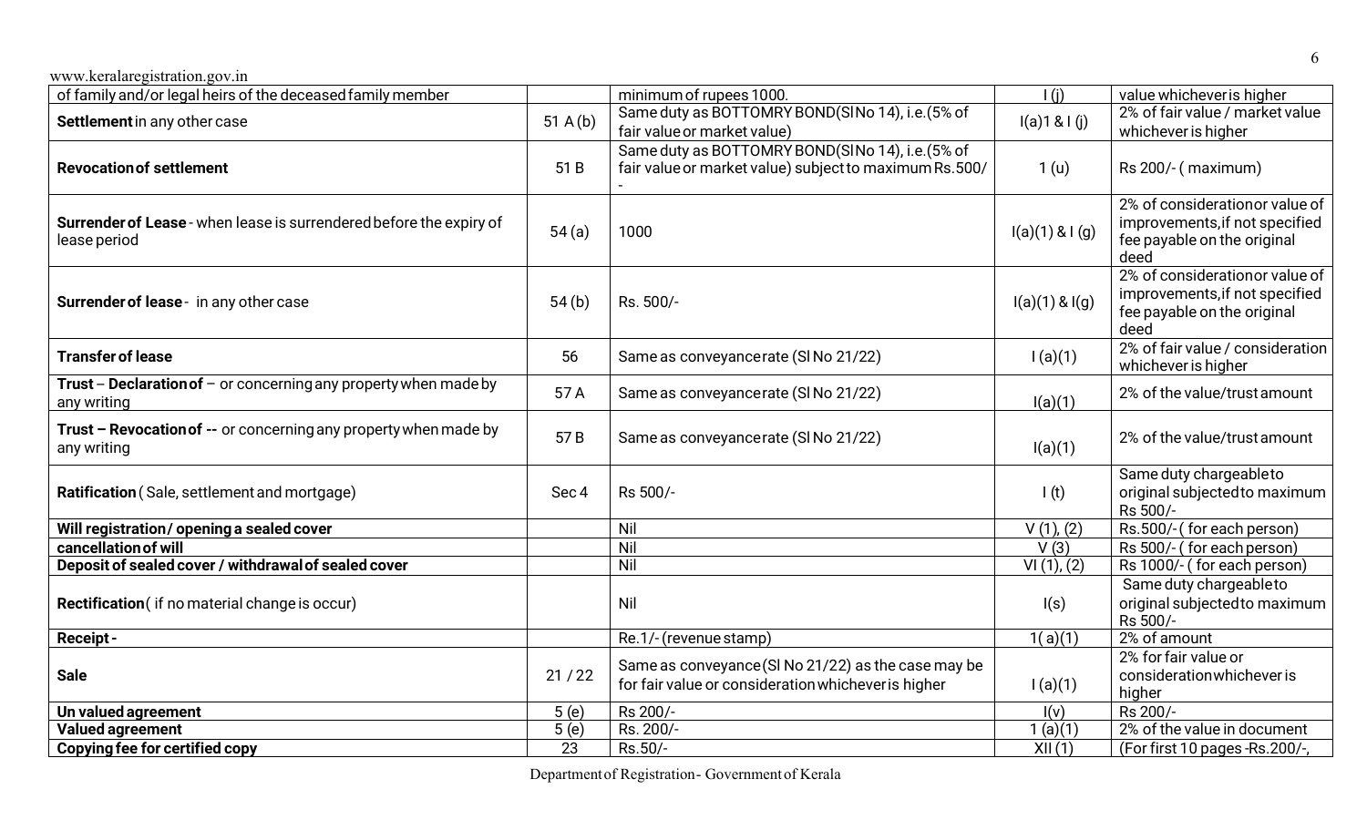| | | | | |
|---|---|---|---|---|
| of family and/or legal heirs of the deceased family member | | minimum of rupees 1000. | I (j) | value whichever is higher |
| **Settlement** in any other case | 51 A (b) | Same duty as BOTTOMRY BOND(Sl No 14), i.e.(5% of fair value or market value) | I(a)1 & I (j) | 2% of fair value / market value whichever is higher |
| **Revocation of settlement** | 51 B | Same duty as BOTTOMRY BOND(Sl No 14), i.e.(5% of fair value or market value) subject to maximum Rs.500/- | 1 (u) | Rs 200/- ( maximum) |
| **Surrender of Lease** - when lease is surrendered before the expiry of lease period | 54 (a) | 1000 | I(a)(1) & I (g) | 2% of consideration or value of improvements,if not specified fee payable on the original deed |
| **Surrender of lease** - in any other case | 54 (b) | Rs. 500/- | I(a)(1) & I(g) | 2% of consideration or value of improvements,if not specified fee payable on the original deed |
| **Transfer of lease** | 56 | Same as conveyance rate (Sl No 21/22) | I (a)(1) | 2% of fair value / consideration whichever is higher |
| **Trust – Declaration of** – or concerning any property when made by any writing | 57 A | Same as conveyance rate (Sl No 21/22) | I(a)(1) | 2% of the value/trust amount |
| **Trust – Revocation of --** or concerning any property when made by any writing | 57 B | Same as conveyance rate (Sl No 21/22) | I(a)(1) | 2% of the value/trust amount |
| **Ratification** ( Sale, settlement and mortgage) | Sec 4 | Rs 500/- | I (t) | Same duty chargeable to original subjected to maximum Rs 500/- |
| **Will registration/ opening a sealed cover** | | Nil | V (1), (2) | Rs.500/- ( for each person) |
| **cancellation of will** | | Nil | V (3) | Rs 500/- ( for each person) |
| **Deposit of sealed cover / withdrawal of sealed cover** | | Nil | VI (1), (2) | Rs 1000/- ( for each person) |
| **Rectification** ( if no material change is occur) | | Nil | I(s) | Same duty chargeable to original subjected to maximum Rs 500/- |
| **Receipt -** | | Re.1/- (revenue stamp) | 1( a)(1) | 2% of amount |
| **Sale** | 21 / 22 | Same as conveyance (Sl No 21/22) as the case may be for fair value or consideration whichever is higher | I (a)(1) | 2% for fair value or consideration whichever is higher |
| **Un valued agreement** | 5 (e) | Rs 200/- | I(v) | Rs 200/- |
| **Valued agreement** | 5 (e) | Rs. 200/- | 1 (a)(1) | 2% of the value in document |
| **Copying fee for certified copy** | 23 | Rs.50/- | XII (1) | (For first 10 pages -Rs.200/-, |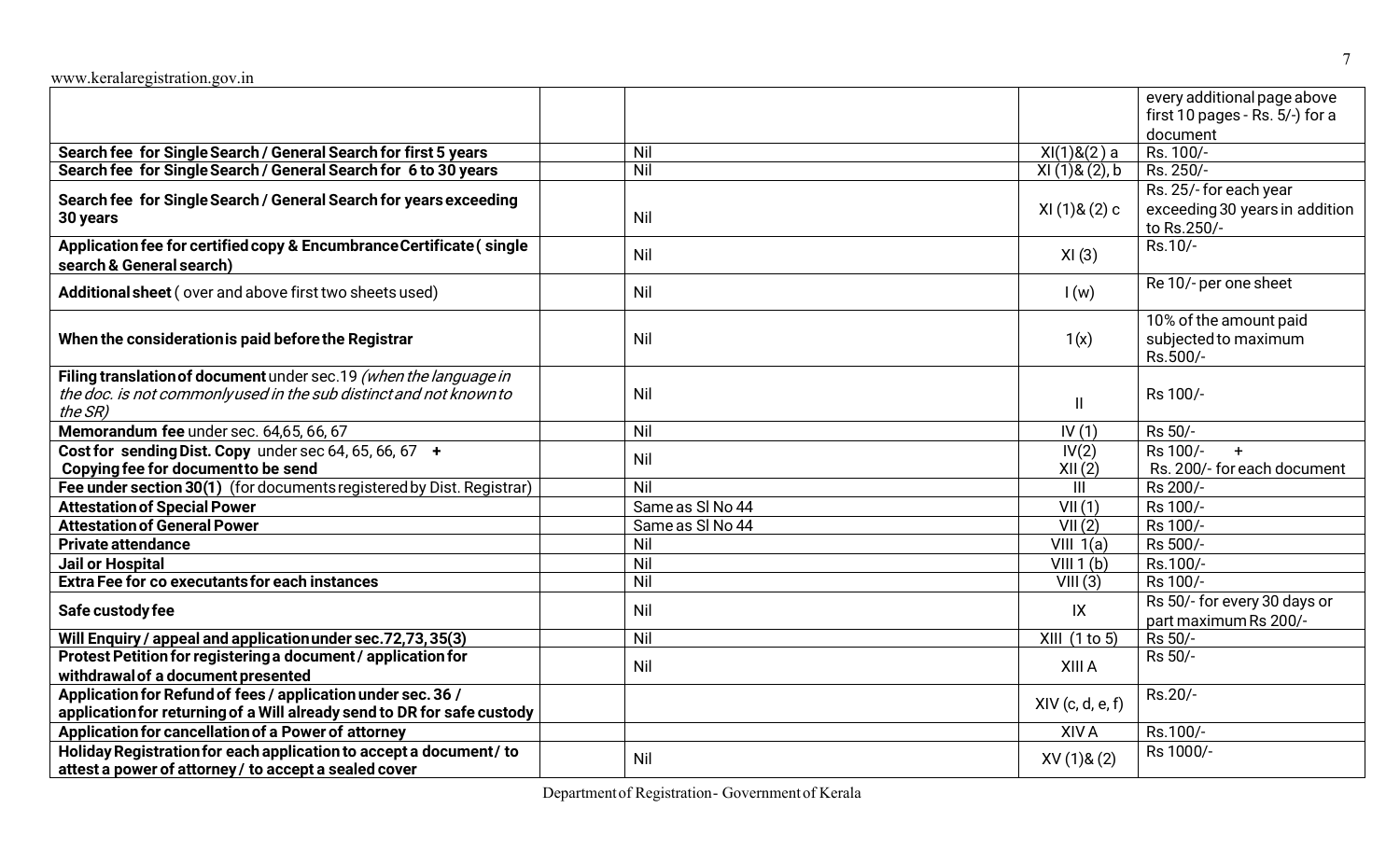| | | | | |
|---|---|---|---|---|
| | | | | every additional page above first 10 pages - Rs. 5/-) for a document |
| **Search fee for Single Search / General Search for first 5 years** | | Nil | XI(1)&(2 ) a | Rs. 100/- |
| **Search fee for Single Search / General Search for 6 to 30 years** | | Nil | XI (1)& (2), b | Rs. 250/- |
| **Search fee for Single Search / General Search for years exceeding 30 years** | | Nil | XI (1)& (2) c | Rs. 25/- for each year exceeding 30 years in addition to Rs.250/- |
| **Application fee for certified copy & Encumbrance Certificate ( single search & General search)** | | Nil | XI (3) | Rs.10/- |
| **Additional sheet** ( over and above first two sheets used) | | Nil | I (w) | Re 10/- per one sheet |
| **When the consideration is paid before the Registrar** | | Nil | 1(x) | 10% of the amount paid subjected to maximum Rs.500/- |
| **Filing translation of document** under sec.19 *(when the language in the doc. is not commonly used in the sub distinct and not known to the SR)* | | Nil | II | Rs 100/- |
| **Memorandum fee** under sec. 64,65, 66, 67 | | Nil | IV (1) | Rs 50/- |
| **Cost for sending Dist. Copy** under sec 64, 65, 66, 67 **+** **Copying fee for document to be send** | | Nil | IV(2) XII (2) | Rs 100/- **+** Rs. 200/- for each document |
| **Fee under section 30(1)** (for documents registered by Dist. Registrar) | | Nil | III | Rs 200/- |
| **Attestation of Special Power** | | Same as Sl No 44 | VII (1) | Rs 100/- |
| **Attestation of General Power** | | Same as Sl No 44 | VII (2) | Rs 100/- |
| **Private attendance** | | Nil | VIII 1(a) | Rs 500/- |
| **Jail or Hospital** | | Nil | VIII 1 (b) | Rs.100/- |
| **Extra Fee for co executants for each instances** | | Nil | VIII (3) | Rs 100/- |
| **Safe custody fee** | | Nil | IX | Rs 50/- for every 30 days or part maximum Rs 200/- |
| **Will Enquiry / appeal and application under sec.72,73, 35(3)** | | Nil | XIII (1 to 5) | Rs 50/- |
| **Protest Petition for registering a document / application for withdrawal of a document presented** | | Nil | XIII A | Rs 50/- |
| **Application for Refund of fees / application under sec. 36 / application for returning of a Will already send to DR for safe custody** | | | XIV (c, d, e, f) | Rs.20/- |
| **Application for cancellation of a Power of attorney** | | | XIV A | Rs.100/- |
| **Holiday Registration for each application to accept a document / to attest a power of attorney / to accept a sealed cover** | | Nil | XV (1)& (2) | Rs 1000/- |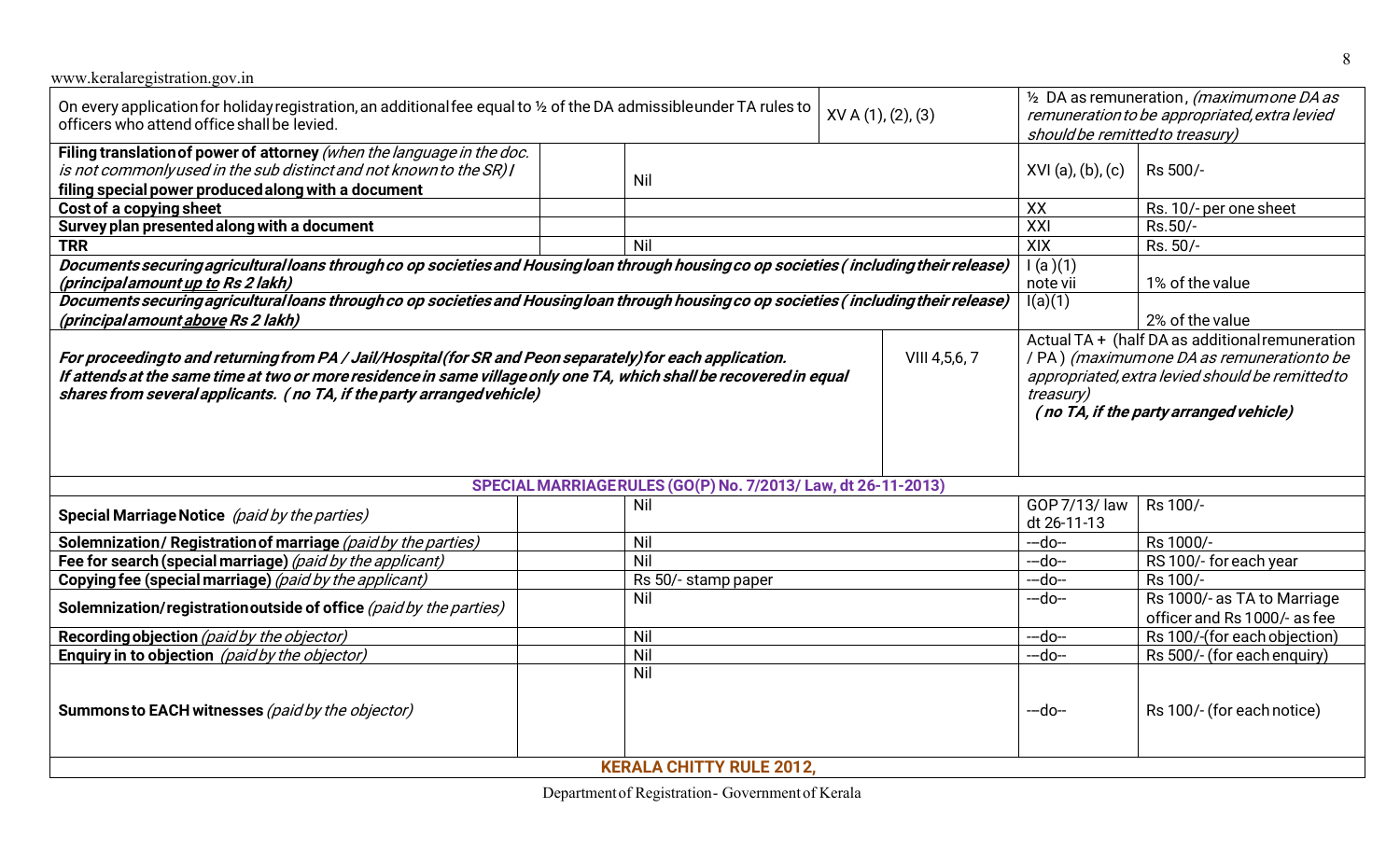| | | | |
|---|---|---|---|
| On every application for holiday registration, an additional fee equal to ½ of the DA admissible under TA rules to officers who attend office shall be levied. | XV A (1), (2), (3) | | ½ DA as remuneration, *(maximum one DA as remuneration to be appropriated, extra levied should be remitted to treasury)* |
| **Filing translation of power of attorney** *(when the language in the doc. is not commonly used in the sub distinct and not known to the SR)* **/ filing special power produced along with a document** | Nil | XVI (a), (b), (c) | Rs 500/- |
| **Cost of a copying sheet** | | XX | Rs. 10/- per one sheet |
| **Survey plan presented along with a document** | | XXI | Rs.50/- |
| **TRR** | Nil | XIX | Rs. 50/- |
| ***Documents securing agricultural loans through co op societies and Housing loan through housing co op societies ( including their release) (principal amount up to Rs 2 lakh)*** | | I (a )(1) note vii | 1% of the value |
| ***Documents securing agricultural loans through co op societies and Housing loan through housing co op societies ( including their release) (principal amount above Rs 2 lakh)*** | | I(a)(1) | 2% of the value |
| ***For proceeding to and returning from PA / Jail/Hospital (for SR and Peon separately) for each application. If attends at the same time at two or more residence in same village only one TA, which shall be recovered in equal shares from several applicants. ( no TA, if the party arranged vehicle)*** | VIII 4,5,6, 7 | | Actual TA + (half DA as additional remuneration / PA ) *(maximum one DA as remuneration to be appropriated, extra levied should be remitted to treasury)* ***( no TA, if the party arranged vehicle)*** |
| **SPECIAL MARRIAGE RULES (GO(P) No. 7/2013/ Law, dt 26-11-2013)** | | | |
| **Special Marriage Notice** *(paid by the parties)* | Nil | GOP 7/13/ law dt 26-11-13 | Rs 100/- |
| **Solemnization/ Registration of marriage** *(paid by the parties)* | Nil | ---do-- | Rs 1000/- |
| **Fee for search (special marriage)** *(paid by the applicant)* | Nil | ---do-- | RS 100/- for each year |
| **Copying fee (special marriage)** *(paid by the applicant)* | Rs 50/- stamp paper | ---do-- | Rs 100/- |
| **Solemnization/registration outside of office** *(paid by the parties)* | Nil | ---do-- | Rs 1000/- as TA to Marriage officer and Rs 1000/- as fee |
| **Recording objection** *(paid by the objector)* | Nil | ---do-- | Rs 100/-(for each objection) |
| **Enquiry in to objection** *(paid by the objector)* | Nil | ---do-- | Rs 500/- (for each enquiry) |
| **Summons to EACH witnesses** *(paid by the objector)* | Nil | ---do-- | Rs 100/- (for each notice) |
| **KERALA CHITTY RULE 2012,** | | | |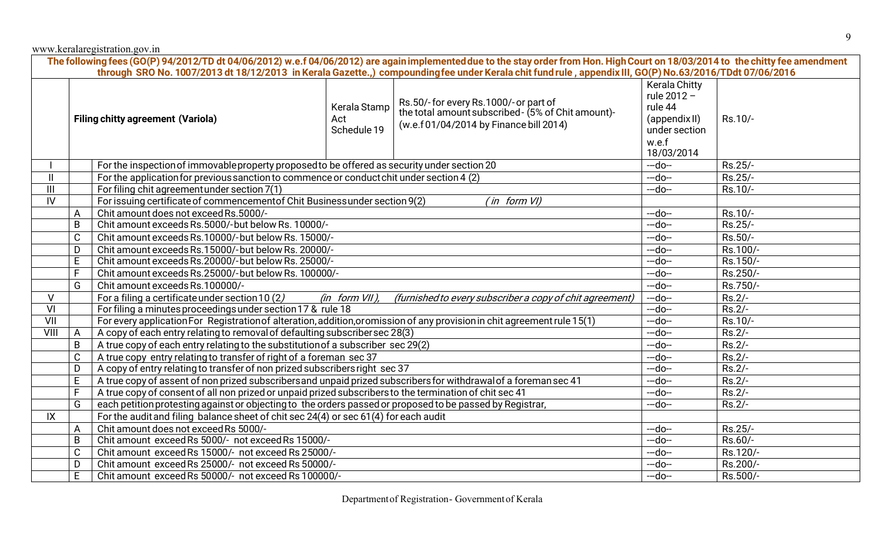The following fees (GO(P) 94/2012/TD dt 04/06/2012) w.e.f 04/06/2012) are again implemented due to the stay order from Hon. High Court on 18/03/2014 to the chitty fee amendment through SRO No. 1007/2013 dt 18/12/2013 in Kerala Gazette.,) compounding fee under Kerala chit fund rule , appendix III, GO(P) No.63/2016/TDdt 07/06/2016

| | | | | | | |
|---|---|---|---|---|---|---|
| | | **Filing chitty agreement (Variola)** | Kerala Stamp Act Schedule 19 | Rs.50/- for every Rs.1000/- or part of the total amount subscribed - (5% of Chit amount)- (w.e.f 01/04/2014 by Finance bill 2014) | Kerala Chitty rule 2012 – rule 44 (appendix II) under section w.e.f 18/03/2014 | Rs.10/- |
| I | | For the inspection of immovable property proposed to be offered as security under section 20 | | | --do-- | Rs.25/- |
| II | | For the application for previous sanction to commence or conduct chit under section 4 (2) | | | --do-- | Rs.25/- |
| III | | For filing chit agreement under section 7(1) | | | --do-- | Rs.10/- |
| IV | | For issuing certificate of commencement of Chit Business under section 9(2) *(in form VI)* | | | | |
| | A | Chit amount does not exceed Rs.5000/- | | | --do-- | Rs.10/- |
| | B | Chit amount exceeds Rs.5000/- but below Rs. 10000/- | | | --do-- | Rs.25/- |
| | C | Chit amount exceeds Rs.10000/- but below Rs. 15000/- | | | --do-- | Rs.50/- |
| | D | Chit amount exceeds Rs.15000/- but below Rs. 20000/- | | | --do-- | Rs.100/- |
| | E | Chit amount exceeds Rs.20000/- but below Rs. 25000/- | | | --do-- | Rs.150/- |
| | F | Chit amount exceeds Rs.25000/- but below Rs. 100000/- | | | --do-- | Rs.250/- |
| | G | Chit amount exceeds Rs.100000/- | | | --do-- | Rs.750/- |
| V | | For a filing a certificate under section 10 (2) *(in form VII)*, *(furnished to every subscriber a copy of chit agreement)* | | | --do-- | Rs.2/- |
| VI | | For filing a minutes proceedings under section 17 & rule 18 | | | --do-- | Rs.2/- |
| VII | | For every application For Registration of alteration, addition, or omission of any provision in chit agreement rule 15(1) | | | --do-- | Rs.10/- |
| VIII | A | A copy of each entry relating to removal of defaulting subscriber sec 28(3) | | | --do-- | Rs.2/- |
| | B | A true copy of each entry relating to the substitution of a subscriber sec 29(2) | | | --do-- | Rs.2/- |
| | C | A true copy entry relating to transfer of right of a foreman sec 37 | | | --do-- | Rs.2/- |
| | D | A copy of entry relating to transfer of non prized subscribers right sec 37 | | | --do-- | Rs.2/- |
| | E | A true copy of assent of non prized subscribers and unpaid prized subscribers for withdrawal of a foreman sec 41 | | | --do-- | Rs.2/- |
| | F | A true copy of consent of all non prized or unpaid prized subscribers to the termination of chit sec 41 | | | --do-- | Rs.2/- |
| | G | each petition protesting against or objecting to the orders passed or proposed to be passed by Registrar, | | | --do-- | Rs.2/- |
| IX | | For the audit and filing balance sheet of chit sec 24(4) or sec 61(4) for each audit | | | | |
| | A | Chit amount does not exceed Rs 5000/- | | | --do-- | Rs.25/- |
| | B | Chit amount exceed Rs 5000/- not exceed Rs 15000/- | | | --do-- | Rs.60/- |
| | C | Chit amount exceed Rs 15000/- not exceed Rs 25000/- | | | --do-- | Rs.120/- |
| | D | Chit amount exceed Rs 25000/- not exceed Rs 50000/- | | | --do-- | Rs.200/- |
| | E | Chit amount exceed Rs 50000/- not exceed Rs 100000/- | | | --do-- | Rs.500/- |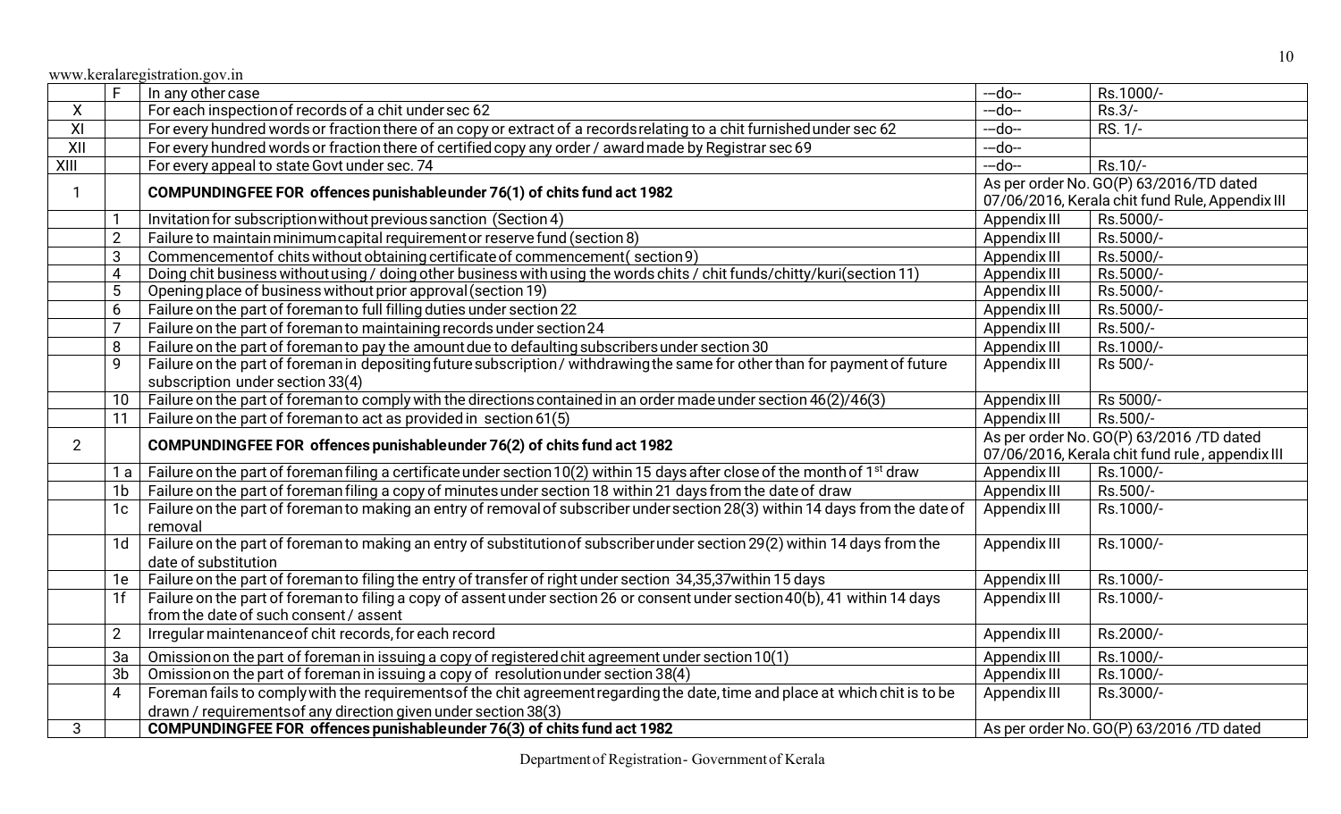www.keralaregistration.gov.in

| | | | | |
|---|---|---|---|---|
| | F | In any other case | ---do-- | Rs.1000/- |
| X | | For each inspection of records of a chit under sec 62 | ---do-- | Rs.3/- |
| XI | | For every hundred words or fraction there of an copy or extract of a records relating to a chit furnished under sec 62 | ---do-- | RS. 1/- |
| XII | | For every hundred words or fraction there of certified copy any order / award made by Registrar sec 69 | ---do-- | |
| XIII | | For every appeal to state Govt under sec. 74 | ---do-- | Rs.10/- |
| 1 | | **COMPUNDINGFEE FOR offences punishable under 76(1) of chits fund act 1982** | As per order No. GO(P) 63/2016/TD dated 07/06/2016, Kerala chit fund Rule, Appendix III | |
| | 1 | Invitation for subscription without previous sanction (Section 4) | Appendix III | Rs.5000/- |
| | 2 | Failure to maintain minimum capital requirement or reserve fund (section 8) | Appendix III | Rs.5000/- |
| | 3 | Commencement of chits without obtaining certificate of commencement( section 9) | Appendix III | Rs.5000/- |
| | 4 | Doing chit business without using / doing other business with using the words chits / chit funds/chitty/kuri(section 11) | Appendix III | Rs.5000/- |
| | 5 | Opening place of business without prior approval (section 19) | Appendix III | Rs.5000/- |
| | 6 | Failure on the part of foreman to full filling duties under section 22 | Appendix III | Rs.5000/- |
| | 7 | Failure on the part of foreman to maintaining records under section 24 | Appendix III | Rs.500/- |
| | 8 | Failure on the part of foreman to pay the amount due to defaulting subscribers under section 30 | Appendix III | Rs.1000/- |
| | 9 | Failure on the part of foreman in depositing future subscription / withdrawing the same for other than for payment of future subscription under section 33(4) | Appendix III | Rs 500/- |
| | 10 | Failure on the part of foreman to comply with the directions contained in an order made under section 46(2)/46(3) | Appendix III | Rs 5000/- |
| | 11 | Failure on the part of foreman to act as provided in section 61(5) | Appendix III | Rs.500/- |
| 2 | | **COMPUNDINGFEE FOR offences punishable under 76(2) of chits fund act 1982** | As per order No. GO(P) 63/2016 /TD dated 07/06/2016, Kerala chit fund rule , appendix III | |
| | 1 a | Failure on the part of foreman filing a certificate under section 10(2) within 15 days after close of the month of 1st draw | Appendix III | Rs.1000/- |
| | 1b | Failure on the part of foreman filing a copy of minutes under section 18 within 21 days from the date of draw | Appendix III | Rs.500/- |
| | 1c | Failure on the part of foreman to making an entry of removal of subscriber under section 28(3) within 14 days from the date of removal | Appendix III | Rs.1000/- |
| | 1d | Failure on the part of foreman to making an entry of substitution of subscriber under section 29(2) within 14 days from the date of substitution | Appendix III | Rs.1000/- |
| | 1e | Failure on the part of foreman to filing the entry of transfer of right under section 34,35,37within 15 days | Appendix III | Rs.1000/- |
| | 1f | Failure on the part of foreman to filing a copy of assent under section 26 or consent under section 40(b), 41 within 14 days from the date of such consent / assent | Appendix III | Rs.1000/- |
| | 2 | Irregular maintenance of chit records, for each record | Appendix III | Rs.2000/- |
| | 3a | Omission on the part of foreman in issuing a copy of registered chit agreement under section 10(1) | Appendix III | Rs.1000/- |
| | 3b | Omission on the part of foreman in issuing a copy of resolution under section 38(4) | Appendix III | Rs.1000/- |
| | 4 | Foreman fails to comply with the requirements of the chit agreement regarding the date, time and place at which chit is to be drawn / requirements of any direction given under section 38(3) | Appendix III | Rs.3000/- |
| 3 | | **COMPUNDINGFEE FOR offences punishable under 76(3) of chits fund act 1982** | As per order No. GO(P) 63/2016 /TD dated | |

Department of Registration - Government of Kerala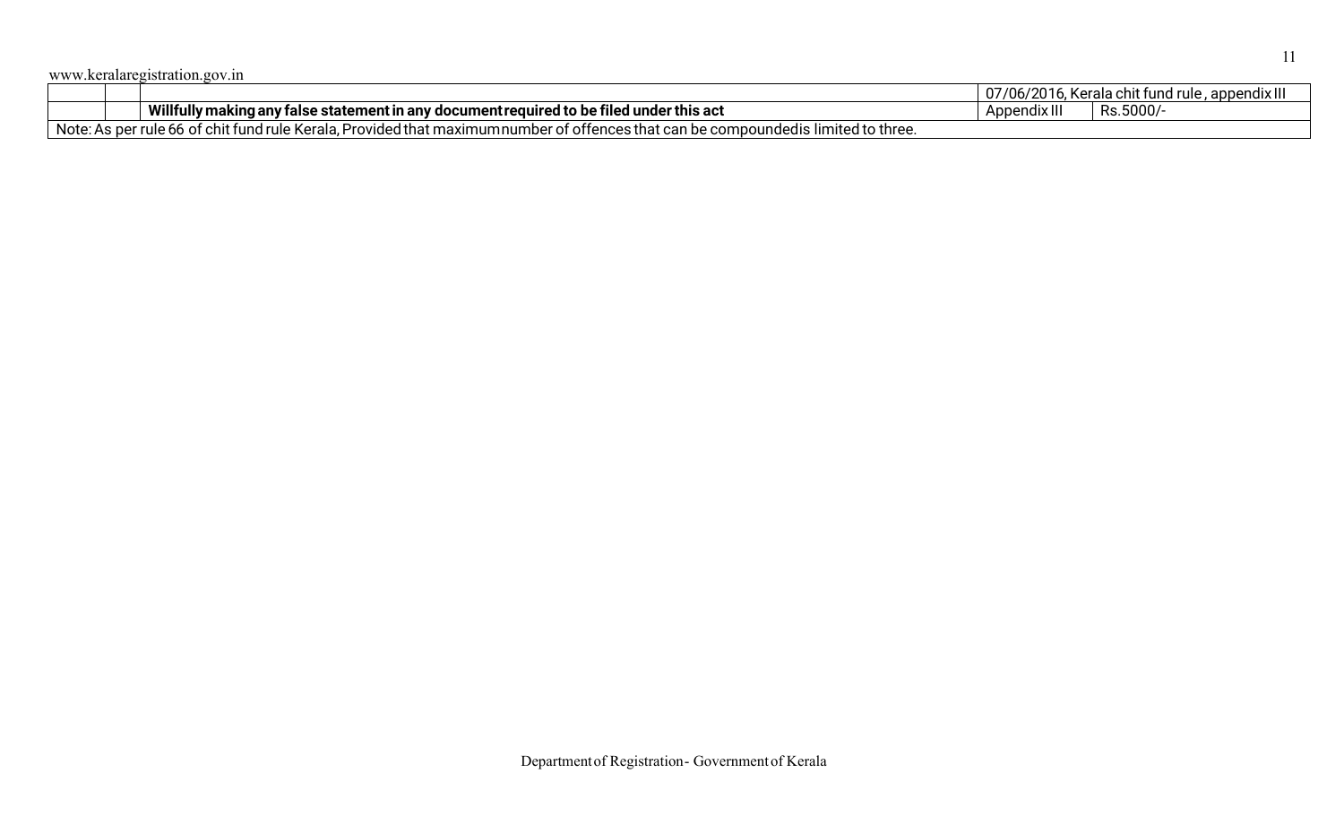| | | | | |
|---|---|---|---|---|
| | | | 07/06/2016, Kerala chit fund rule , appendix III | |
| | | **Willfully making any false statement in any documentrequired to be filed under this act** | Appendix III | Rs.5000/- |
| Note: As per rule 66 of chit fund rule Kerala, Provided that maximumnumber of offences that can be compoundedis limited to three. | | | | |